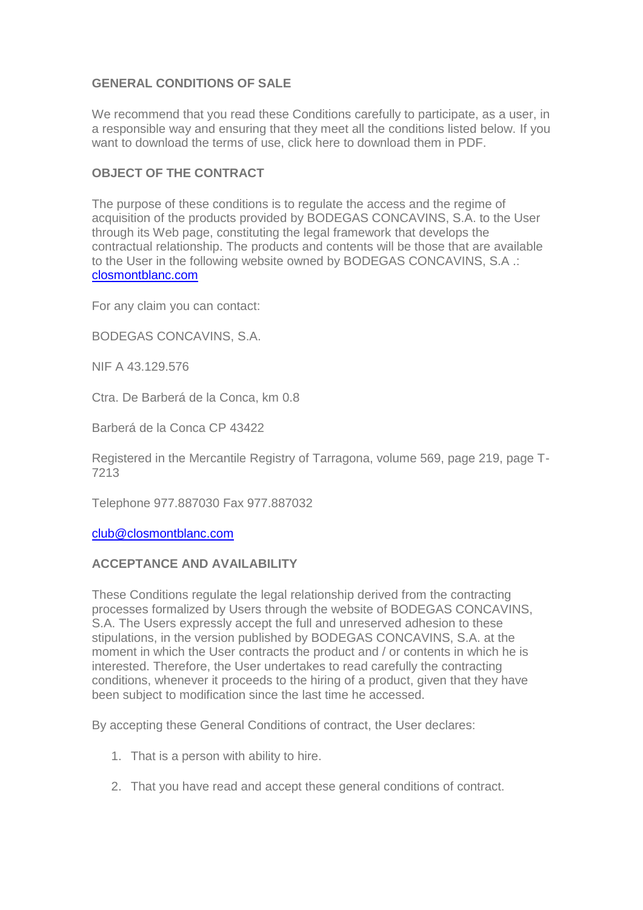## GENERAL CONDITIONS OF SALE

We recommend that you read these Conditions carefully to participate, as a user, in a responsible way and ensuring that they meet all the conditions listed below. If you want to download the terms of use, click here to download them in PDF.

### OBJECT OF THE CONTRACT

The purpose of these conditions is to regulate the access and the regime of acquisition of the products provided by BODEGAS CONCAVINS, S.A. to the User through its Web page, constituting the legal framework that develops the contractual relationship. The products and contents will be those that are available to the User in the following website owned by BODEGAS CONCAVINS, S.A .: [closmontblanc.com](closmontblanc.com)

For any claim you can contact:

BODEGAS CONCAVINS, S.A.

NIF A 43.129.576

Ctra. De Barberá de la Conca, km 0.8

Barberá de la Conca CP 43422

Registered in the Mercantile Registry of Tarragona, volume 569, page 219, page T-7213

Telephone 977.887030 Fax 977.887032

[club@closmontblanc.com](mailto:club@closmontblanc.com)

### ACCEPTANCE AND AVAILABILITY

These Conditions regulate the legal relationship derived from the contracting processes formalized by Users through the website of BODEGAS CONCAVINS, S.A. The Users expressly accept the full and unreserved adhesion to these stipulations, in the version published by BODEGAS CONCAVINS, S.A. at the moment in which the User contracts the product and / or contents in which he is interested. Therefore, the User undertakes to read carefully the contracting conditions, whenever it proceeds to the hiring of a product, given that they have been subject to modification since the last time he accessed.

By accepting these General Conditions of contract, the User declares:

1. That is a person with ability to hire.
2. That you have read and accept these general conditions of contract.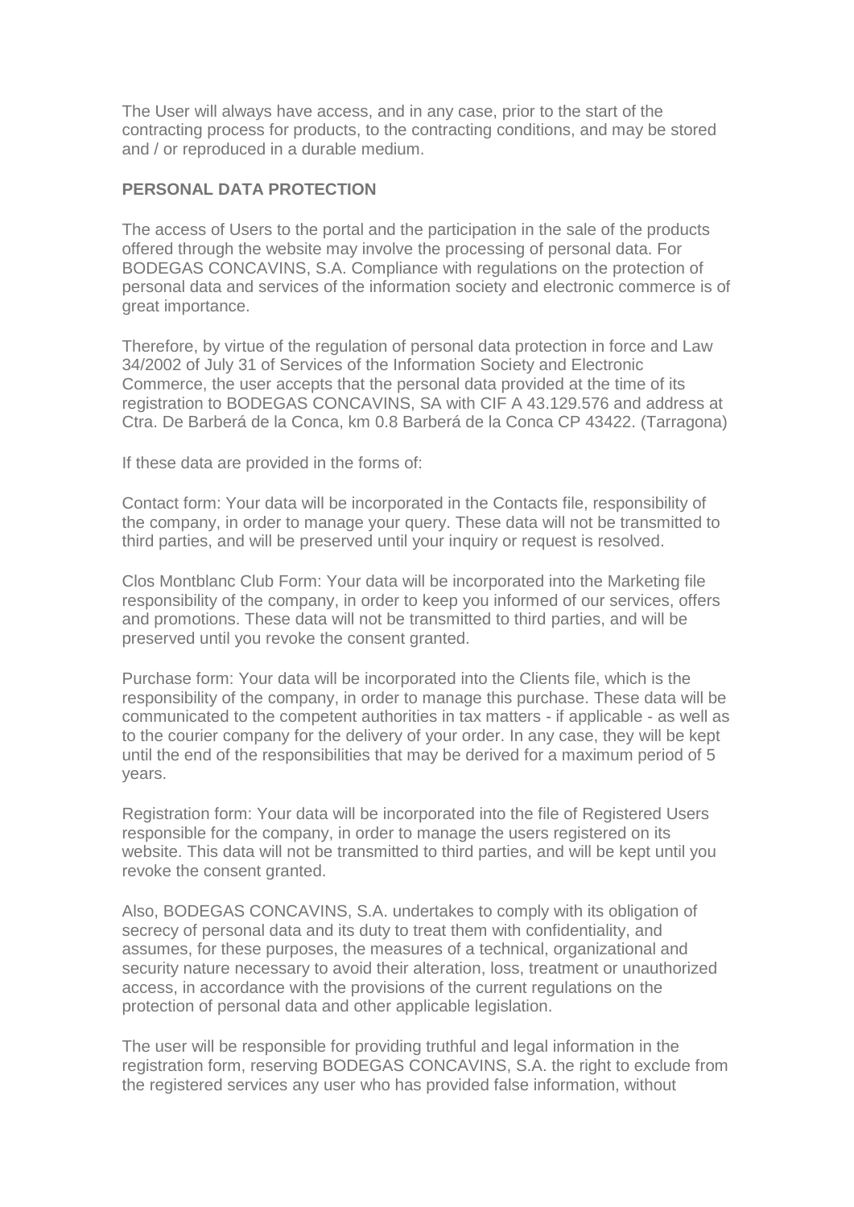The User will always have access, and in any case, prior to the start of the contracting process for products, to the contracting conditions, and may be stored and / or reproduced in a durable medium.

**PERSONAL DATA PROTECTION**

The access of Users to the portal and the participation in the sale of the products offered through the website may involve the processing of personal data. For BODEGAS CONCAVINS, S.A. Compliance with regulations on the protection of personal data and services of the information society and electronic commerce is of great importance.

Therefore, by virtue of the regulation of personal data protection in force and Law 34/2002 of July 31 of Services of the Information Society and Electronic Commerce, the user accepts that the personal data provided at the time of its registration to BODEGAS CONCAVINS, SA with CIF A 43.129.576 and address at Ctra. De Barberá de la Conca, km 0.8 Barberá de la Conca CP 43422. (Tarragona)

If these data are provided in the forms of:

Contact form: Your data will be incorporated in the Contacts file, responsibility of the company, in order to manage your query. These data will not be transmitted to third parties, and will be preserved until your inquiry or request is resolved.

Clos Montblanc Club Form: Your data will be incorporated into the Marketing file responsibility of the company, in order to keep you informed of our services, offers and promotions. These data will not be transmitted to third parties, and will be preserved until you revoke the consent granted.

Purchase form: Your data will be incorporated into the Clients file, which is the responsibility of the company, in order to manage this purchase. These data will be communicated to the competent authorities in tax matters - if applicable - as well as to the courier company for the delivery of your order. In any case, they will be kept until the end of the responsibilities that may be derived for a maximum period of 5 years.

Registration form: Your data will be incorporated into the file of Registered Users responsible for the company, in order to manage the users registered on its website. This data will not be transmitted to third parties, and will be kept until you revoke the consent granted.

Also, BODEGAS CONCAVINS, S.A. undertakes to comply with its obligation of secrecy of personal data and its duty to treat them with confidentiality, and assumes, for these purposes, the measures of a technical, organizational and security nature necessary to avoid their alteration, loss, treatment or unauthorized access, in accordance with the provisions of the current regulations on the protection of personal data and other applicable legislation.

The user will be responsible for providing truthful and legal information in the registration form, reserving BODEGAS CONCAVINS, S.A. the right to exclude from the registered services any user who has provided false information, without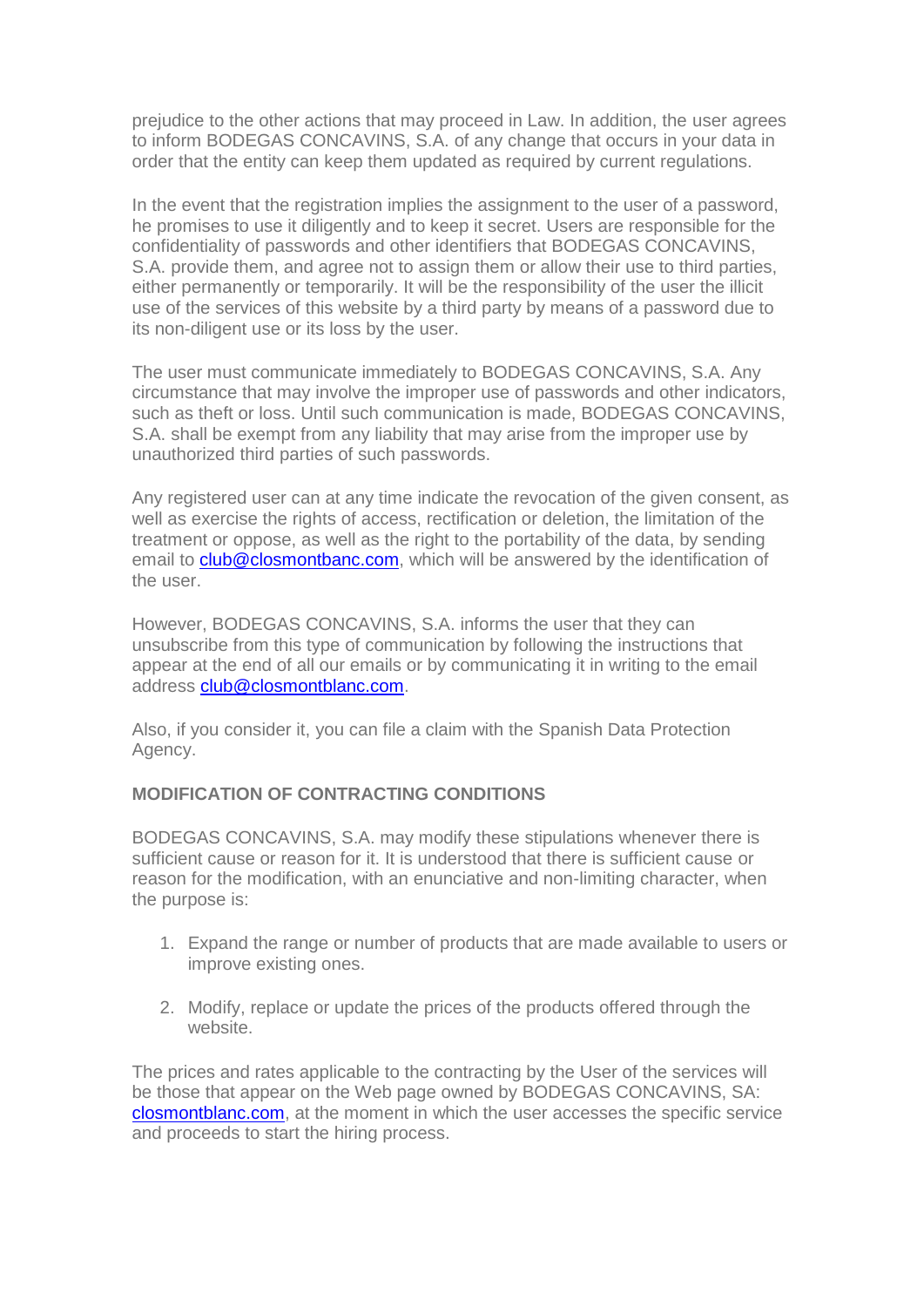prejudice to the other actions that may proceed in Law. In addition, the user agrees to inform BODEGAS CONCAVINS, S.A. of any change that occurs in your data in order that the entity can keep them updated as required by current regulations.

In the event that the registration implies the assignment to the user of a password, he promises to use it diligently and to keep it secret. Users are responsible for the confidentiality of passwords and other identifiers that BODEGAS CONCAVINS, S.A. provide them, and agree not to assign them or allow their use to third parties, either permanently or temporarily. It will be the responsibility of the user the illicit use of the services of this website by a third party by means of a password due to its non-diligent use or its loss by the user.

The user must communicate immediately to BODEGAS CONCAVINS, S.A. Any circumstance that may involve the improper use of passwords and other indicators, such as theft or loss. Until such communication is made, BODEGAS CONCAVINS, S.A. shall be exempt from any liability that may arise from the improper use by unauthorized third parties of such passwords.

Any registered user can at any time indicate the revocation of the given consent, as well as exercise the rights of access, rectification or deletion, the limitation of the treatment or oppose, as well as the right to the portability of the data, by sending email to club@closmontbanc.com, which will be answered by the identification of the user.

However, BODEGAS CONCAVINS, S.A. informs the user that they can unsubscribe from this type of communication by following the instructions that appear at the end of all our emails or by communicating it in writing to the email address club@closmontblanc.com.

Also, if you consider it, you can file a claim with the Spanish Data Protection Agency.

**MODIFICATION OF CONTRACTING CONDITIONS**

BODEGAS CONCAVINS, S.A. may modify these stipulations whenever there is sufficient cause or reason for it. It is understood that there is sufficient cause or reason for the modification, with an enunciative and non-limiting character, when the purpose is:

1. Expand the range or number of products that are made available to users or improve existing ones.
2. Modify, replace or update the prices of the products offered through the website.

The prices and rates applicable to the contracting by the User of the services will be those that appear on the Web page owned by BODEGAS CONCAVINS, SA: closmontblanc.com, at the moment in which the user accesses the specific service and proceeds to start the hiring process.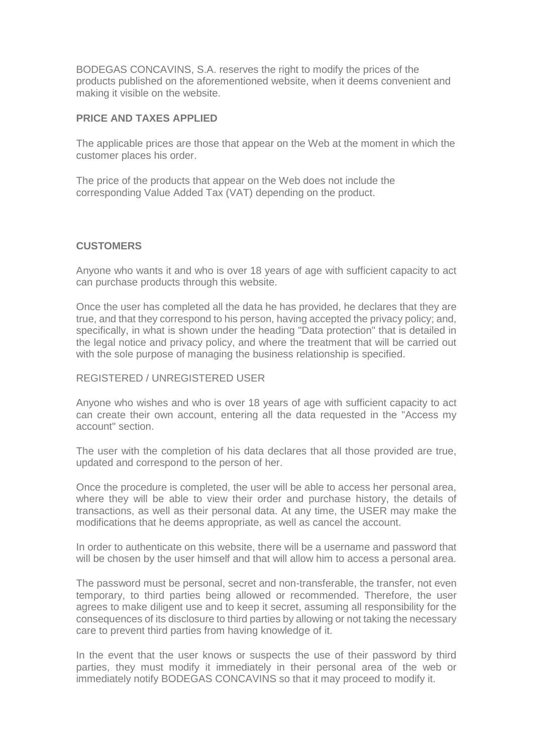BODEGAS CONCAVINS, S.A. reserves the right to modify the prices of the products published on the aforementioned website, when it deems convenient and making it visible on the website.

**PRICE AND TAXES APPLIED**

The applicable prices are those that appear on the Web at the moment in which the customer places his order.

The price of the products that appear on the Web does not include the corresponding Value Added Tax (VAT) depending on the product.

**CUSTOMERS**

Anyone who wants it and who is over 18 years of age with sufficient capacity to act can purchase products through this website.

Once the user has completed all the data he has provided, he declares that they are true, and that they correspond to his person, having accepted the privacy policy; and, specifically, in what is shown under the heading "Data protection" that is detailed in the legal notice and privacy policy, and where the treatment that will be carried out with the sole purpose of managing the business relationship is specified.

REGISTERED / UNREGISTERED USER

Anyone who wishes and who is over 18 years of age with sufficient capacity to act can create their own account, entering all the data requested in the "Access my account" section.

The user with the completion of his data declares that all those provided are true, updated and correspond to the person of her.

Once the procedure is completed, the user will be able to access her personal area, where they will be able to view their order and purchase history, the details of transactions, as well as their personal data. At any time, the USER may make the modifications that he deems appropriate, as well as cancel the account.

In order to authenticate on this website, there will be a username and password that will be chosen by the user himself and that will allow him to access a personal area.

The password must be personal, secret and non-transferable, the transfer, not even temporary, to third parties being allowed or recommended. Therefore, the user agrees to make diligent use and to keep it secret, assuming all responsibility for the consequences of its disclosure to third parties by allowing or not taking the necessary care to prevent third parties from having knowledge of it.

In the event that the user knows or suspects the use of their password by third parties, they must modify it immediately in their personal area of the web or immediately notify BODEGAS CONCAVINS so that it may proceed to modify it.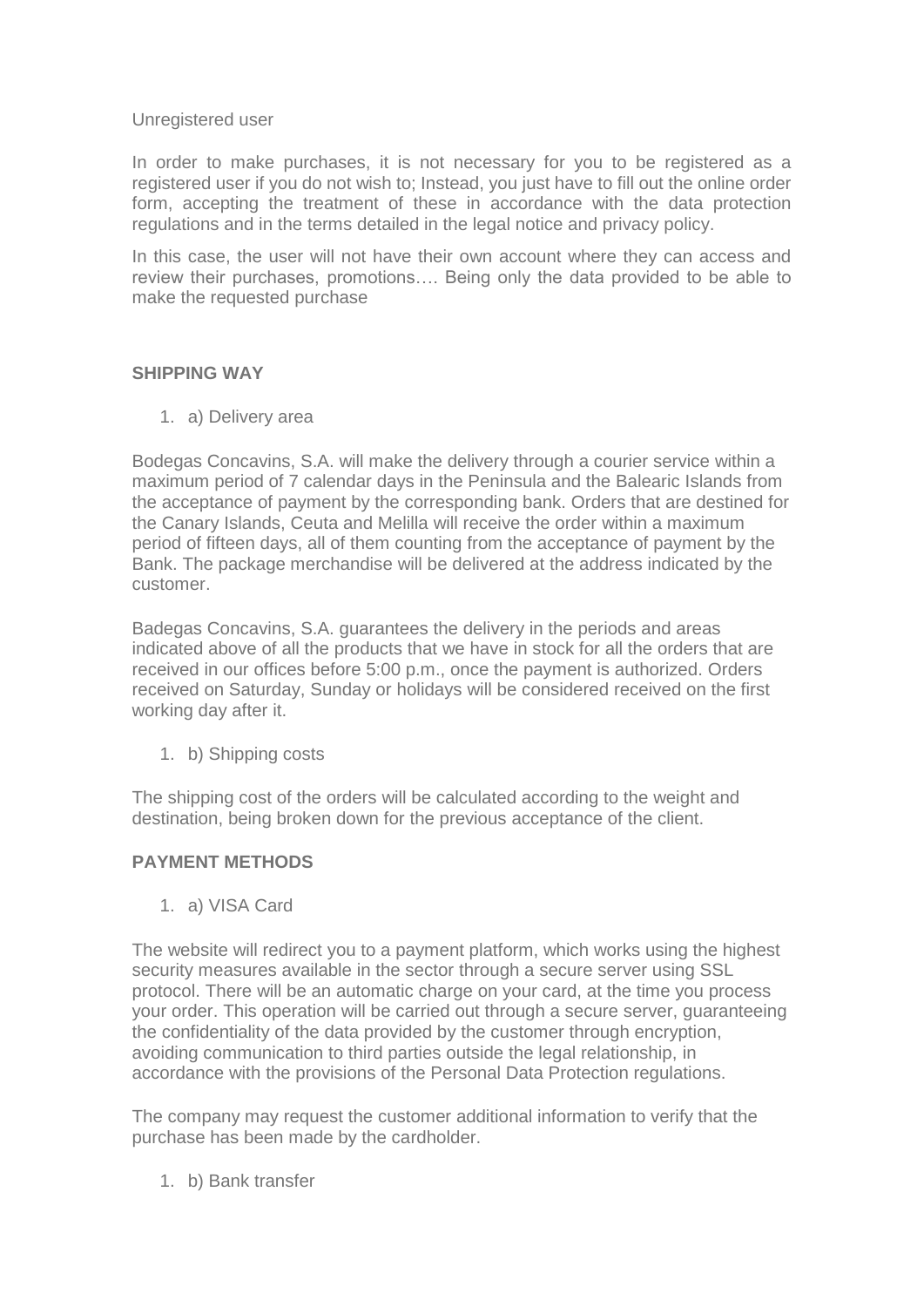Unregistered user

In order to make purchases, it is not necessary for you to be registered as a registered user if you do not wish to; Instead, you just have to fill out the online order form, accepting the treatment of these in accordance with the data protection regulations and in the terms detailed in the legal notice and privacy policy.

In this case, the user will not have their own account where they can access and review their purchases, promotions…. Being only the data provided to be able to make the requested purchase

## SHIPPING WAY

1. a) Delivery area

Bodegas Concavins, S.A. will make the delivery through a courier service within a maximum period of 7 calendar days in the Peninsula and the Balearic Islands from the acceptance of payment by the corresponding bank. Orders that are destined for the Canary Islands, Ceuta and Melilla will receive the order within a maximum period of fifteen days, all of them counting from the acceptance of payment by the Bank. The package merchandise will be delivered at the address indicated by the customer.

Badegas Concavins, S.A. guarantees the delivery in the periods and areas indicated above of all the products that we have in stock for all the orders that are received in our offices before 5:00 p.m., once the payment is authorized. Orders received on Saturday, Sunday or holidays will be considered received on the first working day after it.

1. b) Shipping costs

The shipping cost of the orders will be calculated according to the weight and destination, being broken down for the previous acceptance of the client.

## PAYMENT METHODS

1. a) VISA Card

The website will redirect you to a payment platform, which works using the highest security measures available in the sector through a secure server using SSL protocol. There will be an automatic charge on your card, at the time you process your order. This operation will be carried out through a secure server, guaranteeing the confidentiality of the data provided by the customer through encryption, avoiding communication to third parties outside the legal relationship, in accordance with the provisions of the Personal Data Protection regulations.

The company may request the customer additional information to verify that the purchase has been made by the cardholder.

1. b) Bank transfer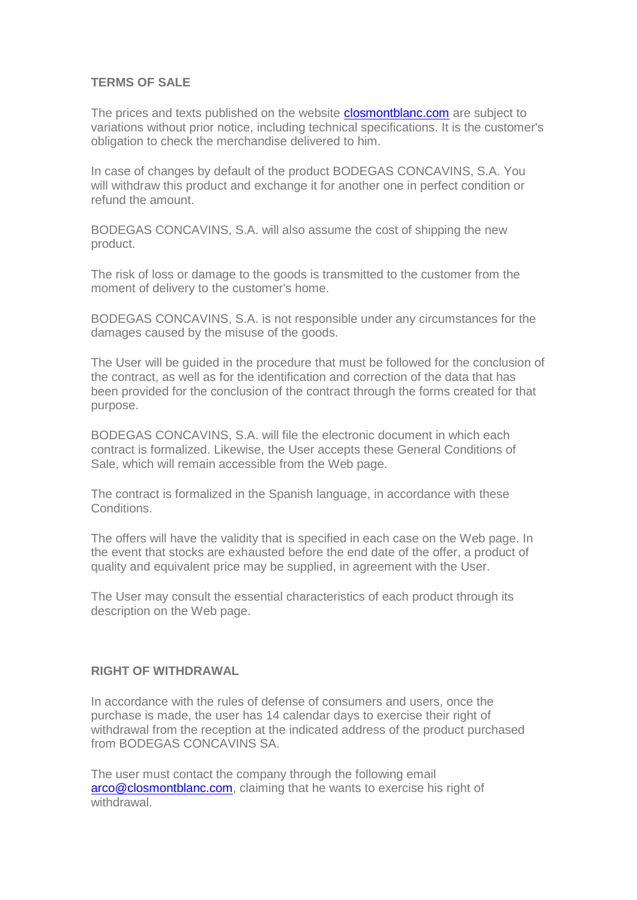**TERMS OF SALE**

The prices and texts published on the website [closmontblanc.com](closmontblanc.com) are subject to variations without prior notice, including technical specifications. It is the customer's obligation to check the merchandise delivered to him.

In case of changes by default of the product BODEGAS CONCAVINS, S.A. You will withdraw this product and exchange it for another one in perfect condition or refund the amount.

BODEGAS CONCAVINS, S.A. will also assume the cost of shipping the new product.

The risk of loss or damage to the goods is transmitted to the customer from the moment of delivery to the customer's home.

BODEGAS CONCAVINS, S.A. is not responsible under any circumstances for the damages caused by the misuse of the goods.

The User will be guided in the procedure that must be followed for the conclusion of the contract, as well as for the identification and correction of the data that has been provided for the conclusion of the contract through the forms created for that purpose.

BODEGAS CONCAVINS, S.A. will file the electronic document in which each contract is formalized. Likewise, the User accepts these General Conditions of Sale, which will remain accessible from the Web page.

The contract is formalized in the Spanish language, in accordance with these Conditions.

The offers will have the validity that is specified in each case on the Web page. In the event that stocks are exhausted before the end date of the offer, a product of quality and equivalent price may be supplied, in agreement with the User.

The User may consult the essential characteristics of each product through its description on the Web page.

**RIGHT OF WITHDRAWAL**

In accordance with the rules of defense of consumers and users, once the purchase is made, the user has 14 calendar days to exercise their right of withdrawal from the reception at the indicated address of the product purchased from BODEGAS CONCAVINS SA.

The user must contact the company through the following email [arco@closmontblanc.com](mailto:arco@closmontblanc.com), claiming that he wants to exercise his right of withdrawal.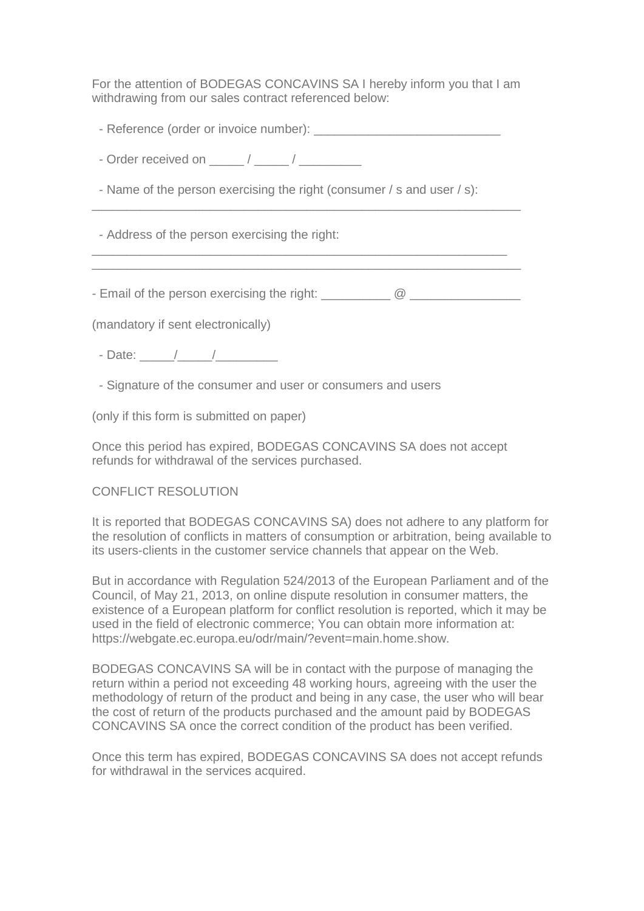For the attention of BODEGAS CONCAVINS SA I hereby inform you that I am withdrawing from our sales contract referenced below:

- Reference (order or invoice number): ___________________________

- Order received on _____ / _____ / _________

- Name of the person exercising the right (consumer / s and user / s):

________________________________________________________________

- Address of the person exercising the right:

______________________________________________________________

________________________________________________________________

- Email of the person exercising the right: __________ @ ________________

(mandatory if sent electronically)

- Date: _____/_____/_________

- Signature of the consumer and user or consumers and users

(only if this form is submitted on paper)

Once this period has expired, BODEGAS CONCAVINS SA does not accept refunds for withdrawal of the services purchased.

CONFLICT RESOLUTION

It is reported that BODEGAS CONCAVINS SA) does not adhere to any platform for the resolution of conflicts in matters of consumption or arbitration, being available to its users-clients in the customer service channels that appear on the Web.

But in accordance with Regulation 524/2013 of the European Parliament and of the Council, of May 21, 2013, on online dispute resolution in consumer matters, the existence of a European platform for conflict resolution is reported, which it may be used in the field of electronic commerce; You can obtain more information at: https://webgate.ec.europa.eu/odr/main/?event=main.home.show.

BODEGAS CONCAVINS SA will be in contact with the purpose of managing the return within a period not exceeding 48 working hours, agreeing with the user the methodology of return of the product and being in any case, the user who will bear the cost of return of the products purchased and the amount paid by BODEGAS CONCAVINS SA once the correct condition of the product has been verified.

Once this term has expired, BODEGAS CONCAVINS SA does not accept refunds for withdrawal in the services acquired.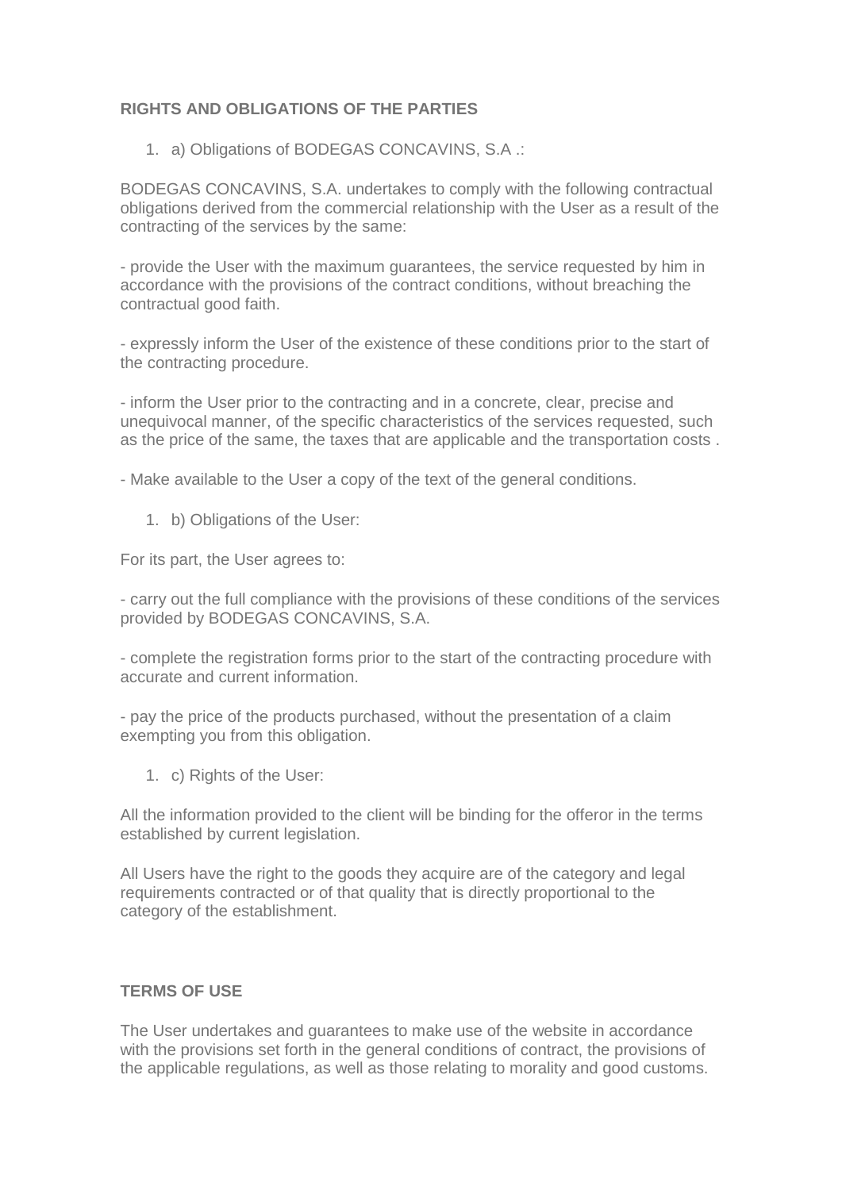**RIGHTS AND OBLIGATIONS OF THE PARTIES**

1. a) Obligations of BODEGAS CONCAVINS, S.A .:

BODEGAS CONCAVINS, S.A. undertakes to comply with the following contractual obligations derived from the commercial relationship with the User as a result of the contracting of the services by the same:

- provide the User with the maximum guarantees, the service requested by him in accordance with the provisions of the contract conditions, without breaching the contractual good faith.

- expressly inform the User of the existence of these conditions prior to the start of the contracting procedure.

- inform the User prior to the contracting and in a concrete, clear, precise and unequivocal manner, of the specific characteristics of the services requested, such as the price of the same, the taxes that are applicable and the transportation costs .

- Make available to the User a copy of the text of the general conditions.

1. b) Obligations of the User:

For its part, the User agrees to:

- carry out the full compliance with the provisions of these conditions of the services provided by BODEGAS CONCAVINS, S.A.

- complete the registration forms prior to the start of the contracting procedure with accurate and current information.

- pay the price of the products purchased, without the presentation of a claim exempting you from this obligation.

1. c) Rights of the User:

All the information provided to the client will be binding for the offeror in the terms established by current legislation.

All Users have the right to the goods they acquire are of the category and legal requirements contracted or of that quality that is directly proportional to the category of the establishment.

**TERMS OF USE**

The User undertakes and guarantees to make use of the website in accordance with the provisions set forth in the general conditions of contract, the provisions of the applicable regulations, as well as those relating to morality and good customs.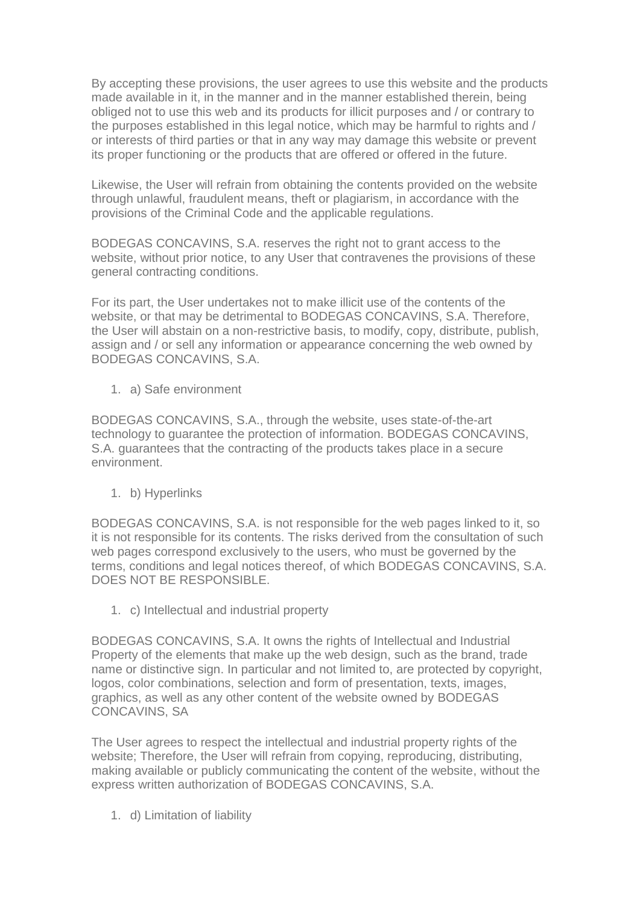By accepting these provisions, the user agrees to use this website and the products made available in it, in the manner and in the manner established therein, being obliged not to use this web and its products for illicit purposes and / or contrary to the purposes established in this legal notice, which may be harmful to rights and / or interests of third parties or that in any way may damage this website or prevent its proper functioning or the products that are offered or offered in the future.

Likewise, the User will refrain from obtaining the contents provided on the website through unlawful, fraudulent means, theft or plagiarism, in accordance with the provisions of the Criminal Code and the applicable regulations.

BODEGAS CONCAVINS, S.A. reserves the right not to grant access to the website, without prior notice, to any User that contravenes the provisions of these general contracting conditions.

For its part, the User undertakes not to make illicit use of the contents of the website, or that may be detrimental to BODEGAS CONCAVINS, S.A. Therefore, the User will abstain on a non-restrictive basis, to modify, copy, distribute, publish, assign and / or sell any information or appearance concerning the web owned by BODEGAS CONCAVINS, S.A.

1. a) Safe environment

BODEGAS CONCAVINS, S.A., through the website, uses state-of-the-art technology to guarantee the protection of information. BODEGAS CONCAVINS, S.A. guarantees that the contracting of the products takes place in a secure environment.

1. b) Hyperlinks

BODEGAS CONCAVINS, S.A. is not responsible for the web pages linked to it, so it is not responsible for its contents. The risks derived from the consultation of such web pages correspond exclusively to the users, who must be governed by the terms, conditions and legal notices thereof, of which BODEGAS CONCAVINS, S.A. DOES NOT BE RESPONSIBLE.

1. c) Intellectual and industrial property

BODEGAS CONCAVINS, S.A. It owns the rights of Intellectual and Industrial Property of the elements that make up the web design, such as the brand, trade name or distinctive sign. In particular and not limited to, are protected by copyright, logos, color combinations, selection and form of presentation, texts, images, graphics, as well as any other content of the website owned by BODEGAS CONCAVINS, SA

The User agrees to respect the intellectual and industrial property rights of the website; Therefore, the User will refrain from copying, reproducing, distributing, making available or publicly communicating the content of the website, without the express written authorization of BODEGAS CONCAVINS, S.A.

1. d) Limitation of liability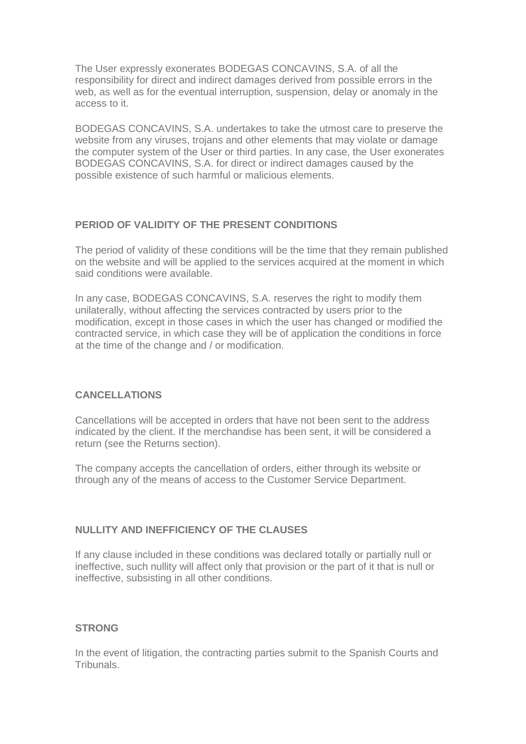The User expressly exonerates BODEGAS CONCAVINS, S.A. of all the responsibility for direct and indirect damages derived from possible errors in the web, as well as for the eventual interruption, suspension, delay or anomaly in the access to it.

BODEGAS CONCAVINS, S.A. undertakes to take the utmost care to preserve the website from any viruses, trojans and other elements that may violate or damage the computer system of the User or third parties. In any case, the User exonerates BODEGAS CONCAVINS, S.A. for direct or indirect damages caused by the possible existence of such harmful or malicious elements.

**PERIOD OF VALIDITY OF THE PRESENT CONDITIONS**

The period of validity of these conditions will be the time that they remain published on the website and will be applied to the services acquired at the moment in which said conditions were available.

In any case, BODEGAS CONCAVINS, S.A. reserves the right to modify them unilaterally, without affecting the services contracted by users prior to the modification, except in those cases in which the user has changed or modified the contracted service, in which case they will be of application the conditions in force at the time of the change and / or modification.

**CANCELLATIONS**

Cancellations will be accepted in orders that have not been sent to the address indicated by the client. If the merchandise has been sent, it will be considered a return (see the Returns section).

The company accepts the cancellation of orders, either through its website or through any of the means of access to the Customer Service Department.

**NULLITY AND INEFFICIENCY OF THE CLAUSES**

If any clause included in these conditions was declared totally or partially null or ineffective, such nullity will affect only that provision or the part of it that is null or ineffective, subsisting in all other conditions.

**STRONG**

In the event of litigation, the contracting parties submit to the Spanish Courts and Tribunals.